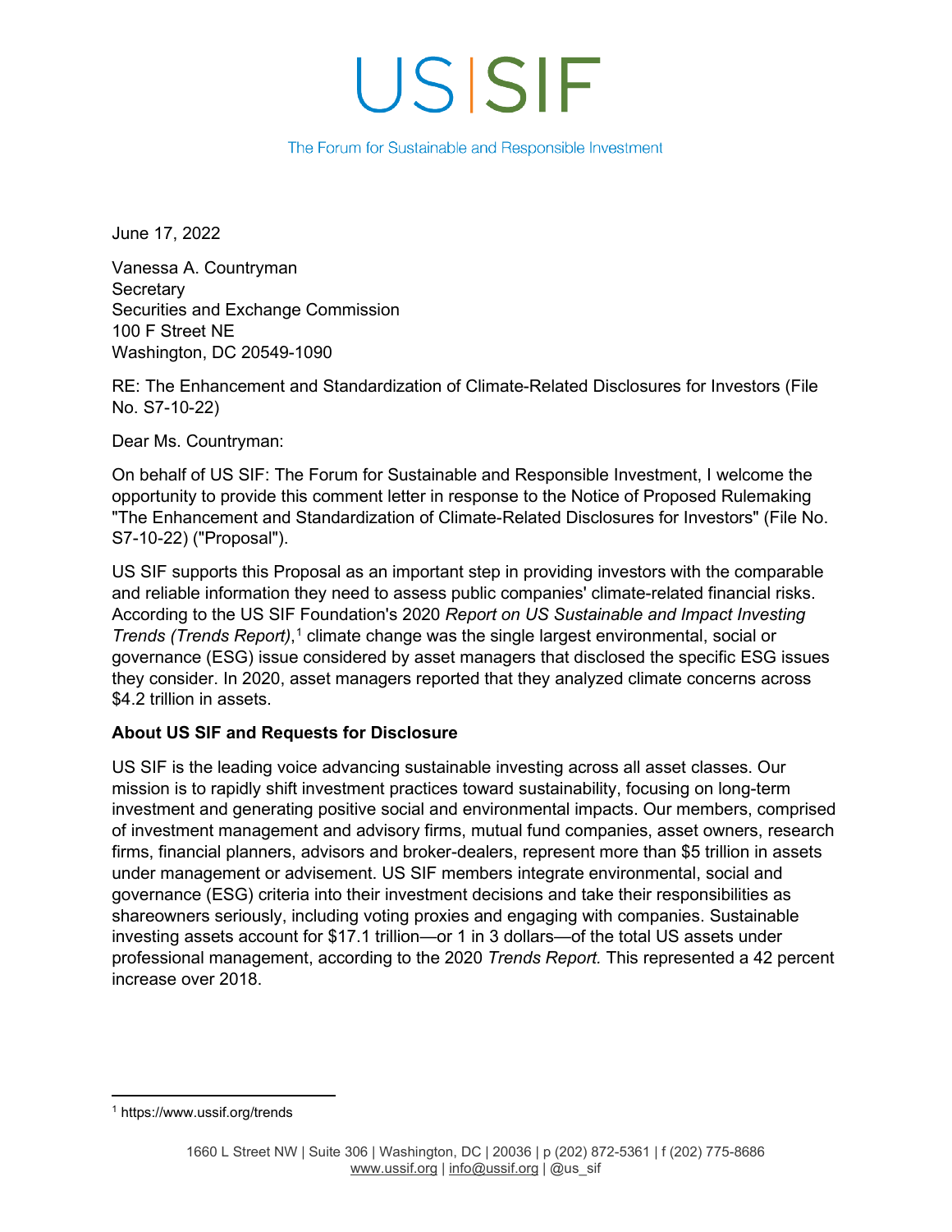# US SIF

The Forum for Sustainable and Responsible Investment

June 17, 2022

Vanessa A. Countryman
Secretary
Securities and Exchange Commission
100 F Street NE
Washington, DC 20549-1090

RE: The Enhancement and Standardization of Climate-Related Disclosures for Investors (File No. S7-10-22)

Dear Ms. Countryman:

On behalf of US SIF: The Forum for Sustainable and Responsible Investment, I welcome the opportunity to provide this comment letter in response to the Notice of Proposed Rulemaking "The Enhancement and Standardization of Climate-Related Disclosures for Investors" (File No. S7-10-22) ("Proposal").

US SIF supports this Proposal as an important step in providing investors with the comparable and reliable information they need to assess public companies' climate-related financial risks. According to the US SIF Foundation's 2020 *Report on US Sustainable and Impact Investing Trends (Trends Report)*,[1] climate change was the single largest environmental, social or governance (ESG) issue considered by asset managers that disclosed the specific ESG issues they consider. In 2020, asset managers reported that they analyzed climate concerns across $4.2 trillion in assets.

**About US SIF and Requests for Disclosure**

US SIF is the leading voice advancing sustainable investing across all asset classes. Our mission is to rapidly shift investment practices toward sustainability, focusing on long-term investment and generating positive social and environmental impacts. Our members, comprised of investment management and advisory firms, mutual fund companies, asset owners, research firms, financial planners, advisors and broker-dealers, represent more than $5 trillion in assets under management or advisement. US SIF members integrate environmental, social and governance (ESG) criteria into their investment decisions and take their responsibilities as shareowners seriously, including voting proxies and engaging with companies. Sustainable investing assets account for $17.1 trillion—or 1 in 3 dollars—of the total US assets under professional management, according to the 2020 *Trends Report.* This represented a 42 percent increase over 2018.

[1] https://www.ussif.org/trends

1660 L Street NW | Suite 306 | Washington, DC | 20036 | p (202) 872-5361 | f (202) 775-8686
www.ussif.org | info@ussif.org | @us_sif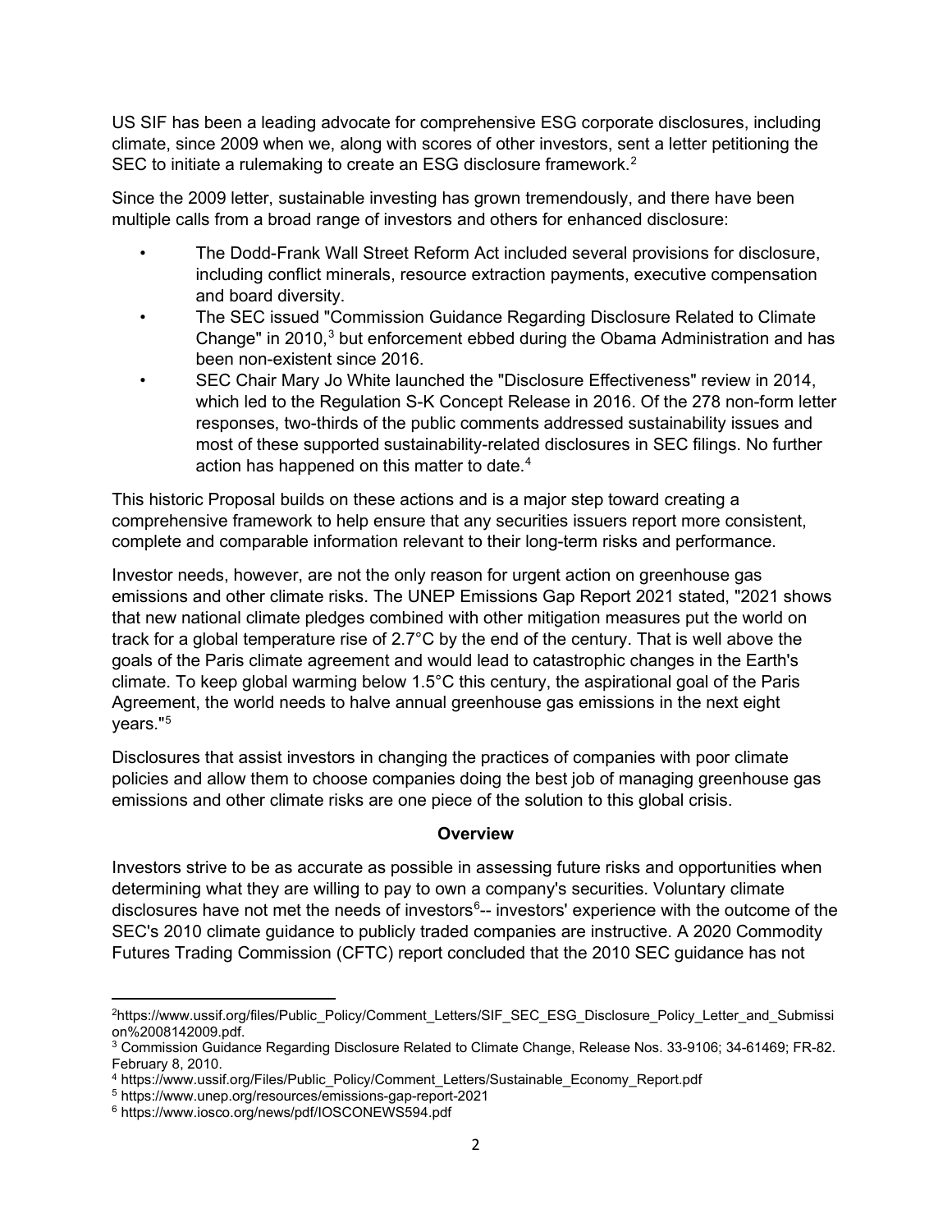US SIF has been a leading advocate for comprehensive ESG corporate disclosures, including climate, since 2009 when we, along with scores of other investors, sent a letter petitioning the SEC to initiate a rulemaking to create an ESG disclosure framework.[2]

Since the 2009 letter, sustainable investing has grown tremendously, and there have been multiple calls from a broad range of investors and others for enhanced disclosure:

- The Dodd-Frank Wall Street Reform Act included several provisions for disclosure, including conflict minerals, resource extraction payments, executive compensation and board diversity.
- The SEC issued "Commission Guidance Regarding Disclosure Related to Climate Change" in 2010,[3] but enforcement ebbed during the Obama Administration and has been non-existent since 2016.
- SEC Chair Mary Jo White launched the "Disclosure Effectiveness" review in 2014, which led to the Regulation S-K Concept Release in 2016. Of the 278 non-form letter responses, two-thirds of the public comments addressed sustainability issues and most of these supported sustainability-related disclosures in SEC filings. No further action has happened on this matter to date.[4]

This historic Proposal builds on these actions and is a major step toward creating a comprehensive framework to help ensure that any securities issuers report more consistent, complete and comparable information relevant to their long-term risks and performance.

Investor needs, however, are not the only reason for urgent action on greenhouse gas emissions and other climate risks. The UNEP Emissions Gap Report 2021 stated, "2021 shows that new national climate pledges combined with other mitigation measures put the world on track for a global temperature rise of 2.7°C by the end of the century. That is well above the goals of the Paris climate agreement and would lead to catastrophic changes in the Earth's climate. To keep global warming below 1.5°C this century, the aspirational goal of the Paris Agreement, the world needs to halve annual greenhouse gas emissions in the next eight years."[5]

Disclosures that assist investors in changing the practices of companies with poor climate policies and allow them to choose companies doing the best job of managing greenhouse gas emissions and other climate risks are one piece of the solution to this global crisis.

**Overview**

Investors strive to be as accurate as possible in assessing future risks and opportunities when determining what they are willing to pay to own a company's securities. Voluntary climate disclosures have not met the needs of investors[6]-- investors' experience with the outcome of the SEC's 2010 climate guidance to publicly traded companies are instructive. A 2020 Commodity Futures Trading Commission (CFTC) report concluded that the 2010 SEC guidance has not

---

[2] https://www.ussif.org/files/Public_Policy/Comment_Letters/SIF_SEC_ESG_Disclosure_Policy_Letter_and_Submission%2008142009.pdf.

[3] Commission Guidance Regarding Disclosure Related to Climate Change, Release Nos. 33-9106; 34-61469; FR-82. February 8, 2010.

[4] https://www.ussif.org/Files/Public_Policy/Comment_Letters/Sustainable_Economy_Report.pdf

[5] https://www.unep.org/resources/emissions-gap-report-2021

[6] https://www.iosco.org/news/pdf/IOSCONEWS594.pdf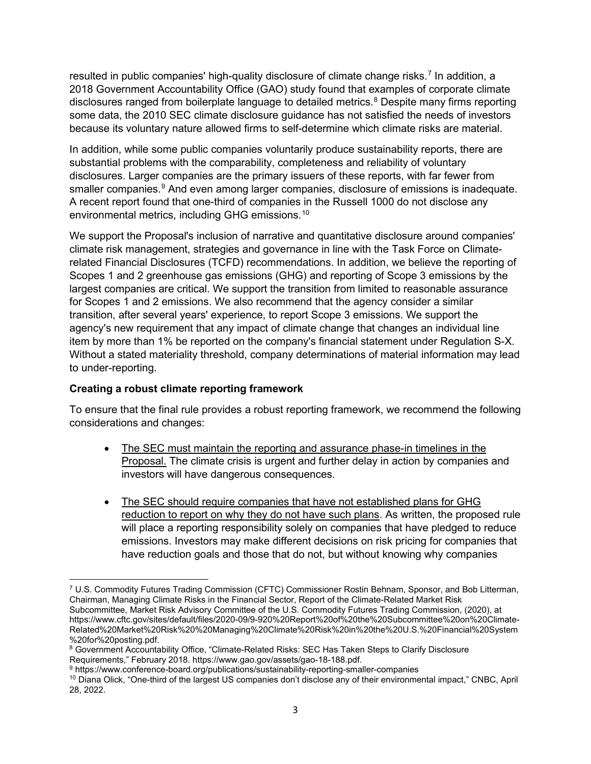resulted in public companies' high-quality disclosure of climate change risks.[7] In addition, a 2018 Government Accountability Office (GAO) study found that examples of corporate climate disclosures ranged from boilerplate language to detailed metrics.[8] Despite many firms reporting some data, the 2010 SEC climate disclosure guidance has not satisfied the needs of investors because its voluntary nature allowed firms to self-determine which climate risks are material.

In addition, while some public companies voluntarily produce sustainability reports, there are substantial problems with the comparability, completeness and reliability of voluntary disclosures. Larger companies are the primary issuers of these reports, with far fewer from smaller companies.[9] And even among larger companies, disclosure of emissions is inadequate. A recent report found that one-third of companies in the Russell 1000 do not disclose any environmental metrics, including GHG emissions.[10]

We support the Proposal's inclusion of narrative and quantitative disclosure around companies' climate risk management, strategies and governance in line with the Task Force on Climate-related Financial Disclosures (TCFD) recommendations. In addition, we believe the reporting of Scopes 1 and 2 greenhouse gas emissions (GHG) and reporting of Scope 3 emissions by the largest companies are critical. We support the transition from limited to reasonable assurance for Scopes 1 and 2 emissions. We also recommend that the agency consider a similar transition, after several years' experience, to report Scope 3 emissions. We support the agency's new requirement that any impact of climate change that changes an individual line item by more than 1% be reported on the company's financial statement under Regulation S-X. Without a stated materiality threshold, company determinations of material information may lead to under-reporting.

**Creating a robust climate reporting framework**

To ensure that the final rule provides a robust reporting framework, we recommend the following considerations and changes:

- <u>The SEC must maintain the reporting and assurance phase-in timelines in the Proposal.</u> The climate crisis is urgent and further delay in action by companies and investors will have dangerous consequences.
- <u>The SEC should require companies that have not established plans for GHG reduction to report on why they do not have such plans</u>. As written, the proposed rule will place a reporting responsibility solely on companies that have pledged to reduce emissions. Investors may make different decisions on risk pricing for companies that have reduction goals and those that do not, but without knowing why companies

---

[7] U.S. Commodity Futures Trading Commission (CFTC) Commissioner Rostin Behnam, Sponsor, and Bob Litterman, Chairman, Managing Climate Risks in the Financial Sector, Report of the Climate-Related Market Risk Subcommittee, Market Risk Advisory Committee of the U.S. Commodity Futures Trading Commission, (2020), at https://www.cftc.gov/sites/default/files/2020-09/9-920%20Report%20of%20the%20Subcommittee%20on%20Climate-Related%20Market%20Risk%20%20Managing%20Climate%20Risk%20in%20the%20U.S.%20Financial%20System%20for%20posting.pdf.

[8] Government Accountability Office, "Climate-Related Risks: SEC Has Taken Steps to Clarify Disclosure Requirements," February 2018. https://www.gao.gov/assets/gao-18-188.pdf.

[9] https://www.conference-board.org/publications/sustainability-reporting-smaller-companies

[10] Diana Olick, "One-third of the largest US companies don't disclose any of their environmental impact," CNBC, April 28, 2022.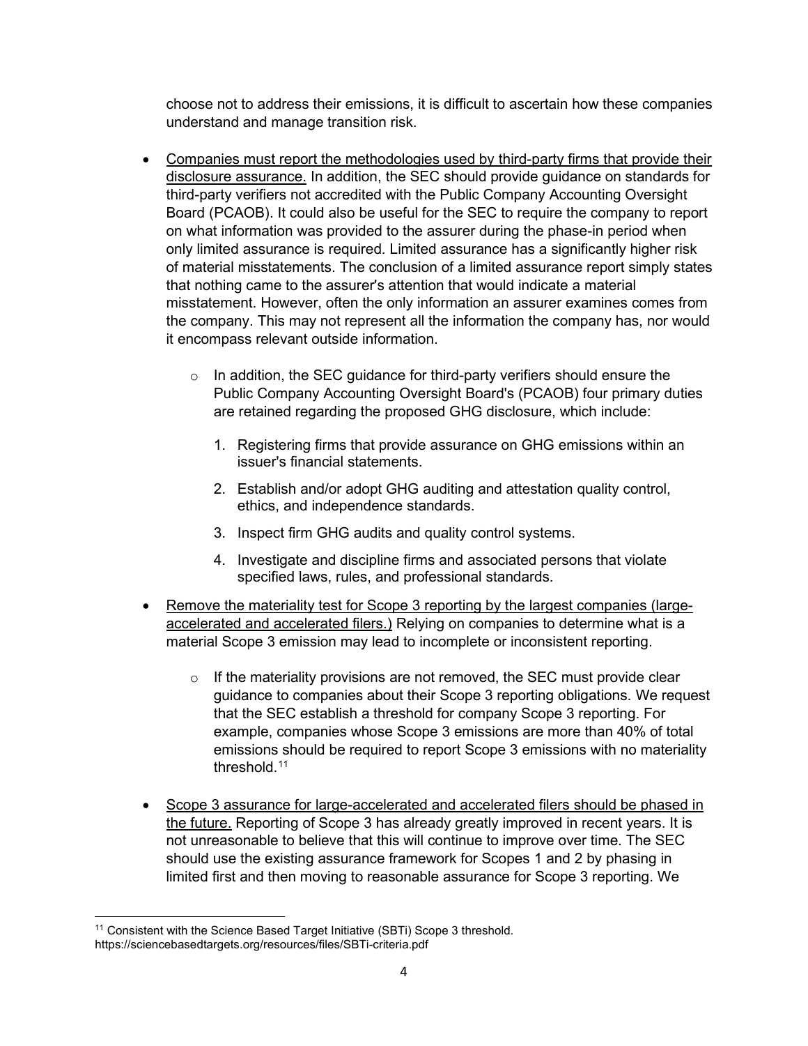choose not to address their emissions, it is difficult to ascertain how these companies understand and manage transition risk.

- Companies must report the methodologies used by third-party firms that provide their disclosure assurance. In addition, the SEC should provide guidance on standards for third-party verifiers not accredited with the Public Company Accounting Oversight Board (PCAOB). It could also be useful for the SEC to require the company to report on what information was provided to the assurer during the phase-in period when only limited assurance is required. Limited assurance has a significantly higher risk of material misstatements. The conclusion of a limited assurance report simply states that nothing came to the assurer's attention that would indicate a material misstatement. However, often the only information an assurer examines comes from the company. This may not represent all the information the company has, nor would it encompass relevant outside information.
    - In addition, the SEC guidance for third-party verifiers should ensure the Public Company Accounting Oversight Board's (PCAOB) four primary duties are retained regarding the proposed GHG disclosure, which include:
        1. Registering firms that provide assurance on GHG emissions within an issuer's financial statements.
        2. Establish and/or adopt GHG auditing and attestation quality control, ethics, and independence standards.
        3. Inspect firm GHG audits and quality control systems.
        4. Investigate and discipline firms and associated persons that violate specified laws, rules, and professional standards.
- Remove the materiality test for Scope 3 reporting by the largest companies (large-accelerated and accelerated filers.) Relying on companies to determine what is a material Scope 3 emission may lead to incomplete or inconsistent reporting.
    - If the materiality provisions are not removed, the SEC must provide clear guidance to companies about their Scope 3 reporting obligations. We request that the SEC establish a threshold for company Scope 3 reporting. For example, companies whose Scope 3 emissions are more than 40% of total emissions should be required to report Scope 3 emissions with no materiality threshold.[11]
- Scope 3 assurance for large-accelerated and accelerated filers should be phased in the future. Reporting of Scope 3 has already greatly improved in recent years. It is not unreasonable to believe that this will continue to improve over time. The SEC should use the existing assurance framework for Scopes 1 and 2 by phasing in limited first and then moving to reasonable assurance for Scope 3 reporting. We

[11] Consistent with the Science Based Target Initiative (SBTi) Scope 3 threshold. https://sciencebasedtargets.org/resources/files/SBTi-criteria.pdf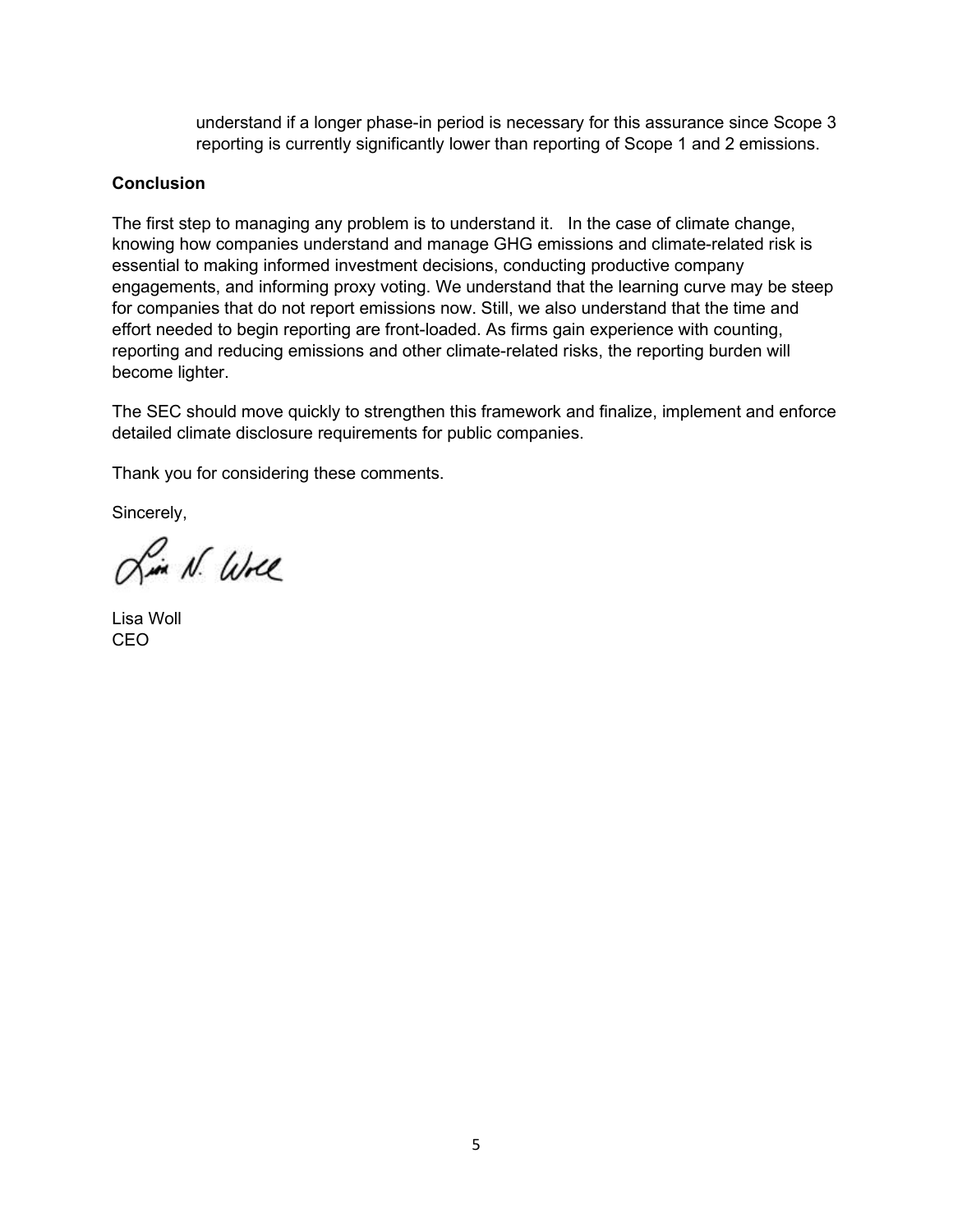understand if a longer phase-in period is necessary for this assurance since Scope 3 reporting is currently significantly lower than reporting of Scope 1 and 2 emissions.

**Conclusion**

The first step to managing any problem is to understand it. In the case of climate change, knowing how companies understand and manage GHG emissions and climate-related risk is essential to making informed investment decisions, conducting productive company engagements, and informing proxy voting. We understand that the learning curve may be steep for companies that do not report emissions now. Still, we also understand that the time and effort needed to begin reporting are front-loaded. As firms gain experience with counting, reporting and reducing emissions and other climate-related risks, the reporting burden will become lighter.

The SEC should move quickly to strengthen this framework and finalize, implement and enforce detailed climate disclosure requirements for public companies.

Thank you for considering these comments.

Sincerely,

Lisa Woll
CEO